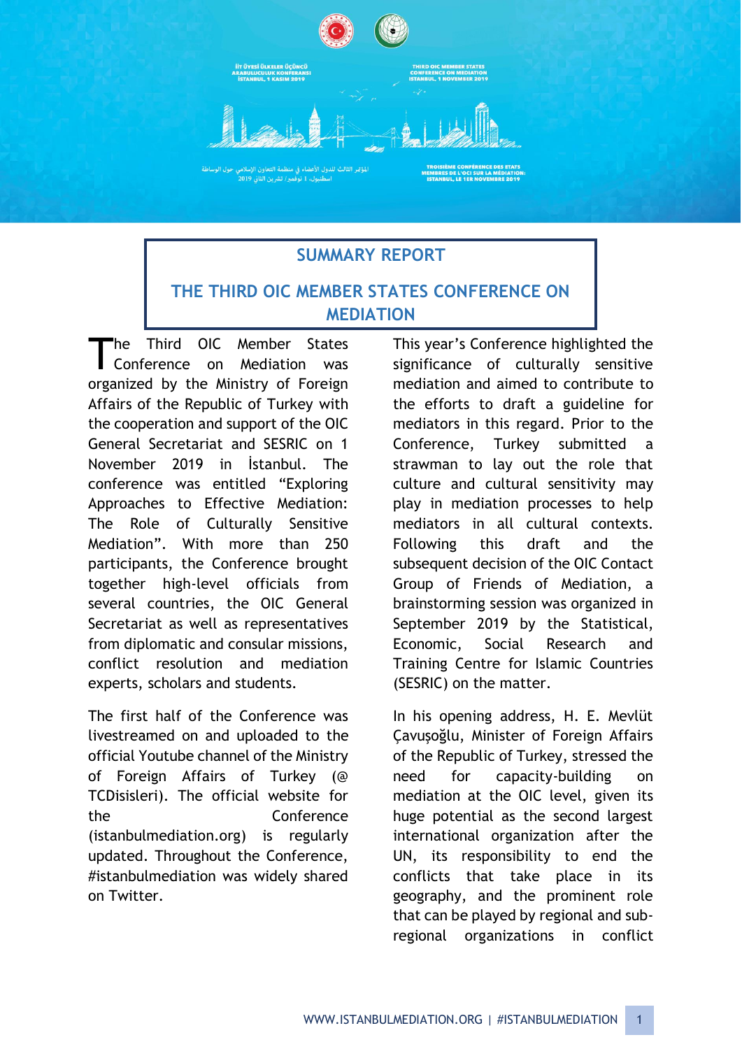İİT ÜYESİ ÜLKELER ÜÇÜNCÜ ARABULUCULUK KONFERANSI İSTANBUL, 1 KASIM 2019

THIRD OIC MEMBER STATES CONFERENCE ON MEDIATION ISTANBUL, 1 NOVEMBER 2019

المؤتمر الثالث للدول الأعضاء في منظمة التعاون الإسلامي حول الوساطة
اسطنبول، 1 نوفمبر/ تشرين الثاني 2019

TROISIÈME CONFÉRENCE DES ETATS MEMBRES DE L'OCI SUR LA MÉDIATION: ISTANBUL, LE 1ER NOVEMBRE 2019

# SUMMARY REPORT

# THE THIRD OIC MEMBER STATES CONFERENCE ON MEDIATION

The Third OIC Member States Conference on Mediation was organized by the Ministry of Foreign Affairs of the Republic of Turkey with the cooperation and support of the OIC General Secretariat and SESRIC on 1 November 2019 in İstanbul. The conference was entitled "Exploring Approaches to Effective Mediation: The Role of Culturally Sensitive Mediation". With more than 250 participants, the Conference brought together high-level officials from several countries, the OIC General Secretariat as well as representatives from diplomatic and consular missions, conflict resolution and mediation experts, scholars and students.

The first half of the Conference was livestreamed on and uploaded to the official Youtube channel of the Ministry of Foreign Affairs of Turkey (@ TCDisisleri). The official website for the Conference (istanbulmediation.org) is regularly updated. Throughout the Conference, #istanbulmediation was widely shared on Twitter.

This year's Conference highlighted the significance of culturally sensitive mediation and aimed to contribute to the efforts to draft a guideline for mediators in this regard. Prior to the Conference, Turkey submitted a strawman to lay out the role that culture and cultural sensitivity may play in mediation processes to help mediators in all cultural contexts. Following this draft and the subsequent decision of the OIC Contact Group of Friends of Mediation, a brainstorming session was organized in September 2019 by the Statistical, Economic, Social Research and Training Centre for Islamic Countries (SESRIC) on the matter.

In his opening address, H. E. Mevlüt Çavuşoğlu, Minister of Foreign Affairs of the Republic of Turkey, stressed the need for capacity-building on mediation at the OIC level, given its huge potential as the second largest international organization after the UN, its responsibility to end the conflicts that take place in its geography, and the prominent role that can be played by regional and sub-regional organizations in conflict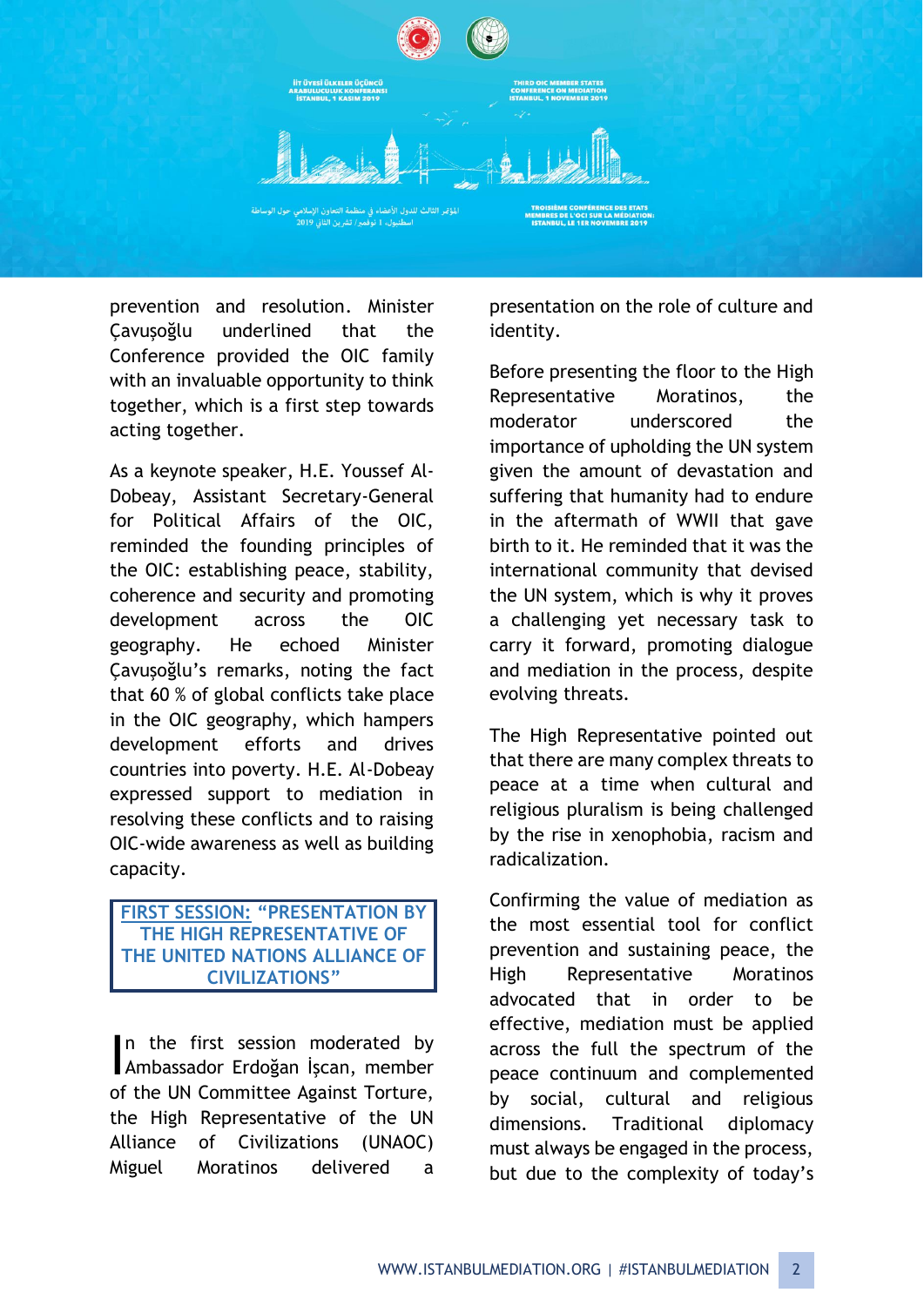prevention and resolution. Minister Çavuşoğlu underlined that the Conference provided the OIC family with an invaluable opportunity to think together, which is a first step towards acting together.

As a keynote speaker, H.E. Youssef Al-Dobeay, Assistant Secretary-General for Political Affairs of the OIC, reminded the founding principles of the OIC: establishing peace, stability, coherence and security and promoting development across the OIC geography. He echoed Minister Çavuşoğlu's remarks, noting the fact that 60 % of global conflicts take place in the OIC geography, which hampers development efforts and drives countries into poverty. H.E. Al-Dobeay expressed support to mediation in resolving these conflicts and to raising OIC-wide awareness as well as building capacity.

## FIRST SESSION: "PRESENTATION BY THE HIGH REPRESENTATIVE OF THE UNITED NATIONS ALLIANCE OF CIVILIZATIONS"

In the first session moderated by Ambassador Erdoğan İşcan, member of the UN Committee Against Torture, the High Representative of the UN Alliance of Civilizations (UNAOC) Miguel Moratinos delivered a presentation on the role of culture and identity.

Before presenting the floor to the High Representative Moratinos, the moderator underscored the importance of upholding the UN system given the amount of devastation and suffering that humanity had to endure in the aftermath of WWII that gave birth to it. He reminded that it was the international community that devised the UN system, which is why it proves a challenging yet necessary task to carry it forward, promoting dialogue and mediation in the process, despite evolving threats.

The High Representative pointed out that there are many complex threats to peace at a time when cultural and religious pluralism is being challenged by the rise in xenophobia, racism and radicalization.

Confirming the value of mediation as the most essential tool for conflict prevention and sustaining peace, the High Representative Moratinos advocated that in order to be effective, mediation must be applied across the full the spectrum of the peace continuum and complemented by social, cultural and religious dimensions. Traditional diplomacy must always be engaged in the process, but due to the complexity of today's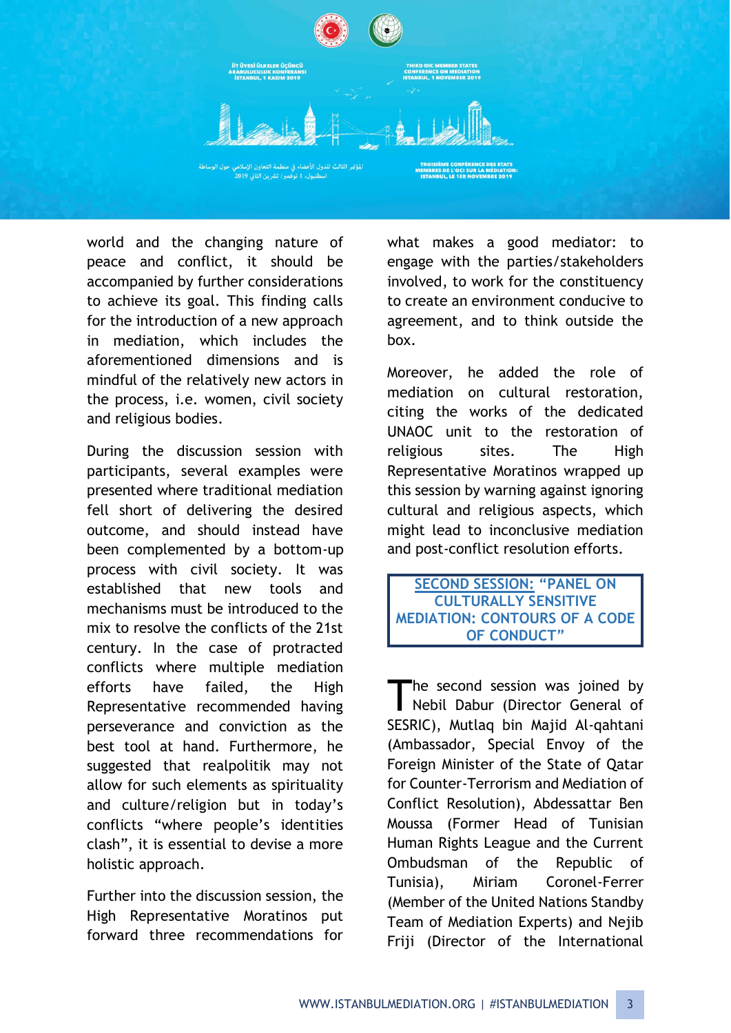world and the changing nature of peace and conflict, it should be accompanied by further considerations to achieve its goal. This finding calls for the introduction of a new approach in mediation, which includes the aforementioned dimensions and is mindful of the relatively new actors in the process, i.e. women, civil society and religious bodies.

During the discussion session with participants, several examples were presented where traditional mediation fell short of delivering the desired outcome, and should instead have been complemented by a bottom-up process with civil society. It was established that new tools and mechanisms must be introduced to the mix to resolve the conflicts of the 21st century. In the case of protracted conflicts where multiple mediation efforts have failed, the High Representative recommended having perseverance and conviction as the best tool at hand. Furthermore, he suggested that realpolitik may not allow for such elements as spirituality and culture/religion but in today's conflicts "where people's identities clash", it is essential to devise a more holistic approach.

Further into the discussion session, the High Representative Moratinos put forward three recommendations for what makes a good mediator: to engage with the parties/stakeholders involved, to work for the constituency to create an environment conducive to agreement, and to think outside the box.

Moreover, he added the role of mediation on cultural restoration, citing the works of the dedicated UNAOC unit to the restoration of religious sites. The High Representative Moratinos wrapped up this session by warning against ignoring cultural and religious aspects, which might lead to inconclusive mediation and post-conflict resolution efforts.

## SECOND SESSION: "PANEL ON CULTURALLY SENSITIVE MEDIATION: CONTOURS OF A CODE OF CONDUCT"

The second session was joined by Nebil Dabur (Director General of SESRIC), Mutlaq bin Majid Al-qahtani (Ambassador, Special Envoy of the Foreign Minister of the State of Qatar for Counter-Terrorism and Mediation of Conflict Resolution), Abdessattar Ben Moussa (Former Head of Tunisian Human Rights League and the Current Ombudsman of the Republic of Tunisia), Miriam Coronel-Ferrer (Member of the United Nations Standby Team of Mediation Experts) and Nejib Friji (Director of the International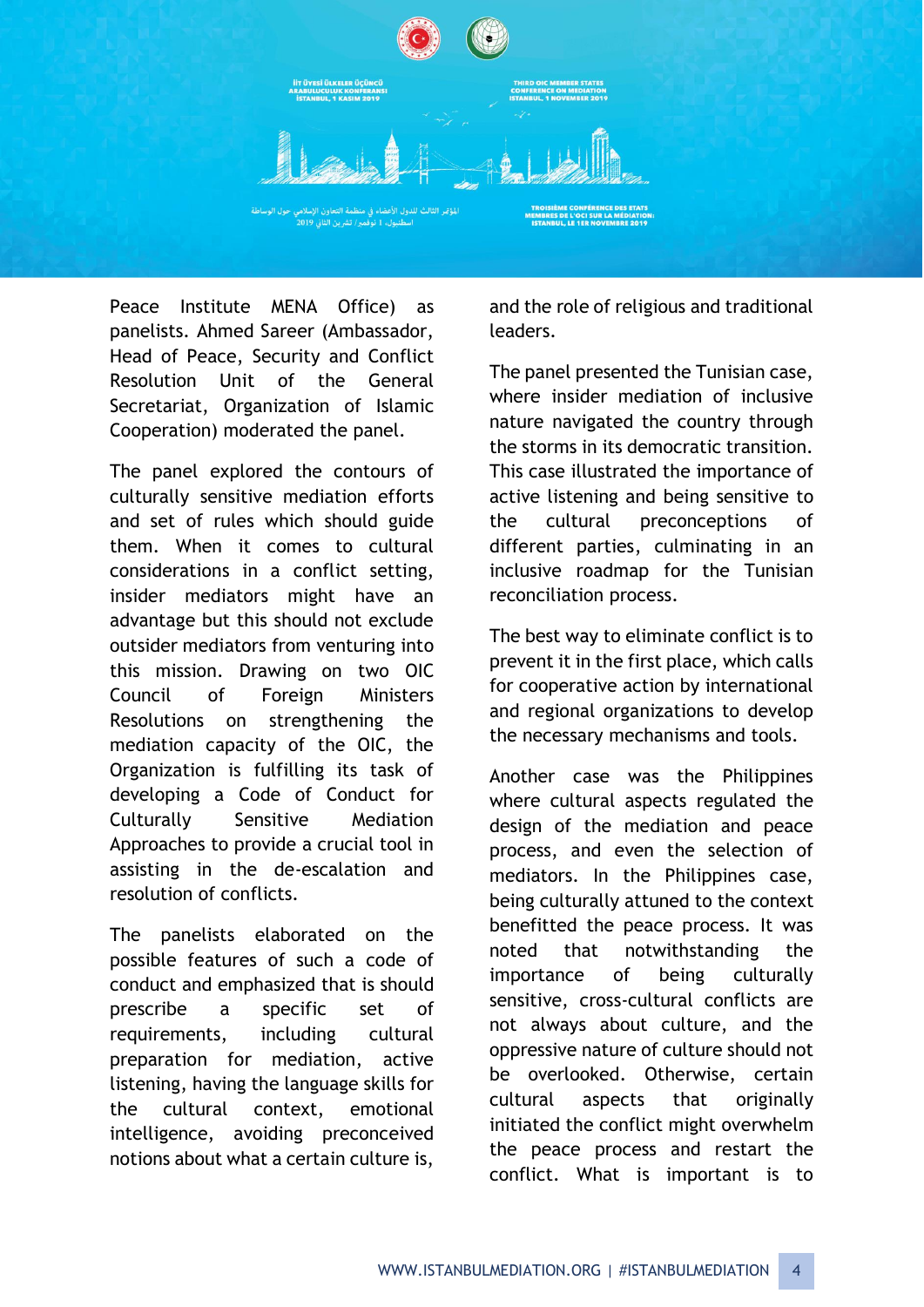Peace Institute MENA Office) as panelists. Ahmed Sareer (Ambassador, Head of Peace, Security and Conflict Resolution Unit of the General Secretariat, Organization of Islamic Cooperation) moderated the panel.

The panel explored the contours of culturally sensitive mediation efforts and set of rules which should guide them. When it comes to cultural considerations in a conflict setting, insider mediators might have an advantage but this should not exclude outsider mediators from venturing into this mission. Drawing on two OIC Council of Foreign Ministers Resolutions on strengthening the mediation capacity of the OIC, the Organization is fulfilling its task of developing a Code of Conduct for Culturally Sensitive Mediation Approaches to provide a crucial tool in assisting in the de-escalation and resolution of conflicts.

The panelists elaborated on the possible features of such a code of conduct and emphasized that is should prescribe a specific set of requirements, including cultural preparation for mediation, active listening, having the language skills for the cultural context, emotional intelligence, avoiding preconceived notions about what a certain culture is, and the role of religious and traditional leaders.

The panel presented the Tunisian case, where insider mediation of inclusive nature navigated the country through the storms in its democratic transition. This case illustrated the importance of active listening and being sensitive to the cultural preconceptions of different parties, culminating in an inclusive roadmap for the Tunisian reconciliation process.

The best way to eliminate conflict is to prevent it in the first place, which calls for cooperative action by international and regional organizations to develop the necessary mechanisms and tools.

Another case was the Philippines where cultural aspects regulated the design of the mediation and peace process, and even the selection of mediators. In the Philippines case, being culturally attuned to the context benefitted the peace process. It was noted that notwithstanding the importance of being culturally sensitive, cross-cultural conflicts are not always about culture, and the oppressive nature of culture should not be overlooked. Otherwise, certain cultural aspects that originally initiated the conflict might overwhelm the peace process and restart the conflict. What is important is to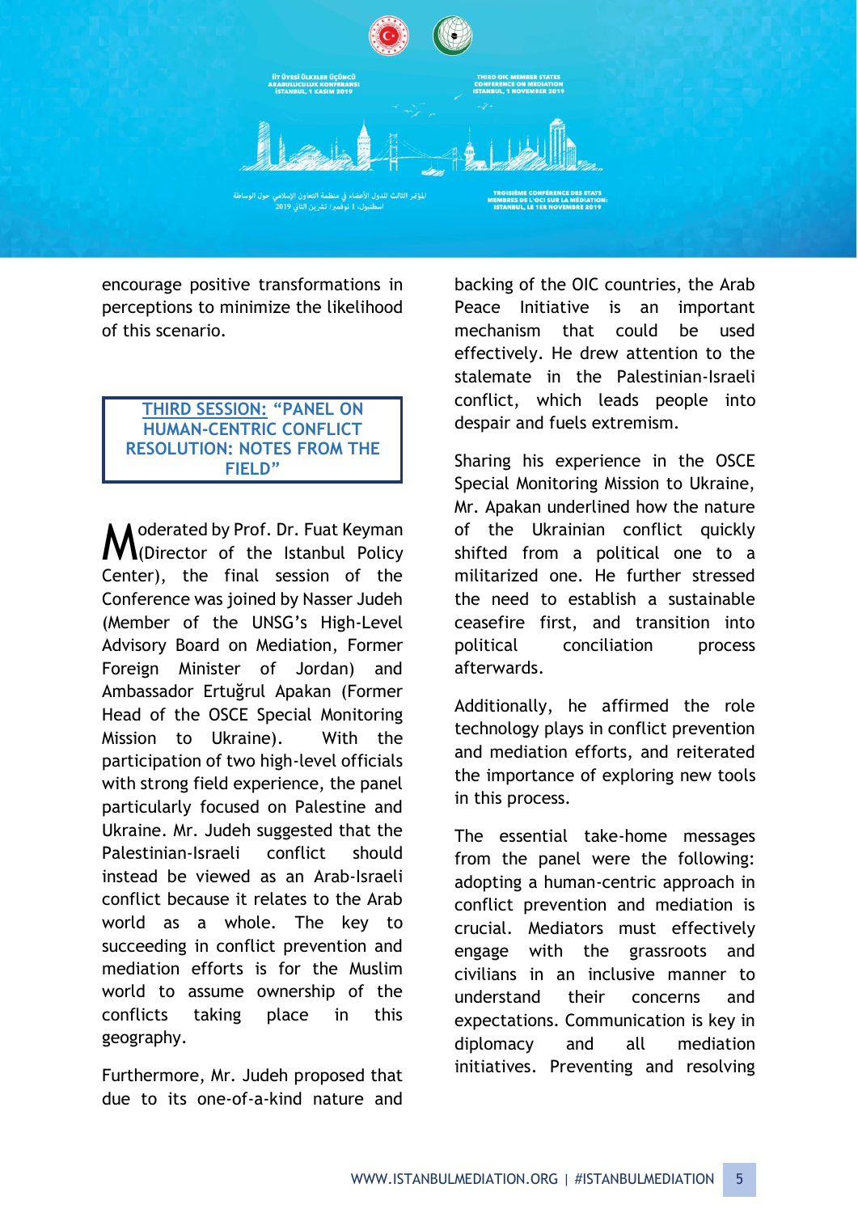encourage positive transformations in perceptions to minimize the likelihood of this scenario.

## THIRD SESSION: "PANEL ON HUMAN-CENTRIC CONFLICT RESOLUTION: NOTES FROM THE FIELD"

Moderated by Prof. Dr. Fuat Keyman (Director of the Istanbul Policy Center), the final session of the Conference was joined by Nasser Judeh (Member of the UNSG's High-Level Advisory Board on Mediation, Former Foreign Minister of Jordan) and Ambassador Ertuğrul Apakan (Former Head of the OSCE Special Monitoring Mission to Ukraine). With the participation of two high-level officials with strong field experience, the panel particularly focused on Palestine and Ukraine. Mr. Judeh suggested that the Palestinian-Israeli conflict should instead be viewed as an Arab-Israeli conflict because it relates to the Arab world as a whole. The key to succeeding in conflict prevention and mediation efforts is for the Muslim world to assume ownership of the conflicts taking place in this geography.

Furthermore, Mr. Judeh proposed that due to its one-of-a-kind nature and backing of the OIC countries, the Arab Peace Initiative is an important mechanism that could be used effectively. He drew attention to the stalemate in the Palestinian-Israeli conflict, which leads people into despair and fuels extremism.

Sharing his experience in the OSCE Special Monitoring Mission to Ukraine, Mr. Apakan underlined how the nature of the Ukrainian conflict quickly shifted from a political one to a militarized one. He further stressed the need to establish a sustainable ceasefire first, and transition into political conciliation process afterwards.

Additionally, he affirmed the role technology plays in conflict prevention and mediation efforts, and reiterated the importance of exploring new tools in this process.

The essential take-home messages from the panel were the following: adopting a human-centric approach in conflict prevention and mediation is crucial. Mediators must effectively engage with the grassroots and civilians in an inclusive manner to understand their concerns and expectations. Communication is key in diplomacy and all mediation initiatives. Preventing and resolving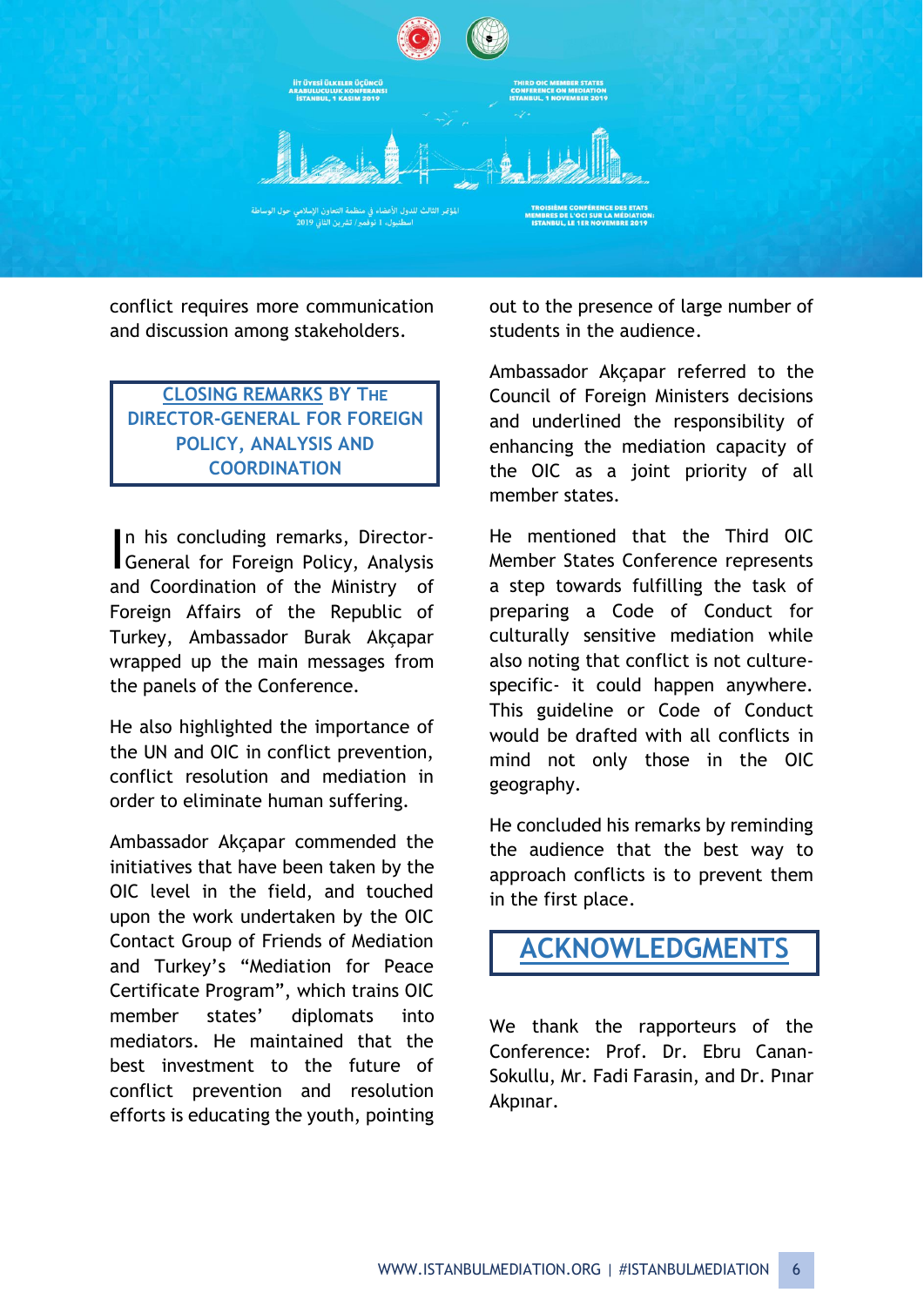conflict requires more communication and discussion among stakeholders.

## CLOSING REMARKS BY THE DIRECTOR-GENERAL FOR FOREIGN POLICY, ANALYSIS AND COORDINATION

In his concluding remarks, Director-General for Foreign Policy, Analysis and Coordination of the Ministry of Foreign Affairs of the Republic of Turkey, Ambassador Burak Akçapar wrapped up the main messages from the panels of the Conference.

He also highlighted the importance of the UN and OIC in conflict prevention, conflict resolution and mediation in order to eliminate human suffering.

Ambassador Akçapar commended the initiatives that have been taken by the OIC level in the field, and touched upon the work undertaken by the OIC Contact Group of Friends of Mediation and Turkey's "Mediation for Peace Certificate Program", which trains OIC member states' diplomats into mediators. He maintained that the best investment to the future of conflict prevention and resolution efforts is educating the youth, pointing out to the presence of large number of students in the audience.

Ambassador Akçapar referred to the Council of Foreign Ministers decisions and underlined the responsibility of enhancing the mediation capacity of the OIC as a joint priority of all member states.

He mentioned that the Third OIC Member States Conference represents a step towards fulfilling the task of preparing a Code of Conduct for culturally sensitive mediation while also noting that conflict is not culture-specific- it could happen anywhere. This guideline or Code of Conduct would be drafted with all conflicts in mind not only those in the OIC geography.

He concluded his remarks by reminding the audience that the best way to approach conflicts is to prevent them in the first place.

## ACKNOWLEDGMENTS

We thank the rapporteurs of the Conference: Prof. Dr. Ebru Canan-Sokullu, Mr. Fadi Farasin, and Dr. Pınar Akpınar.